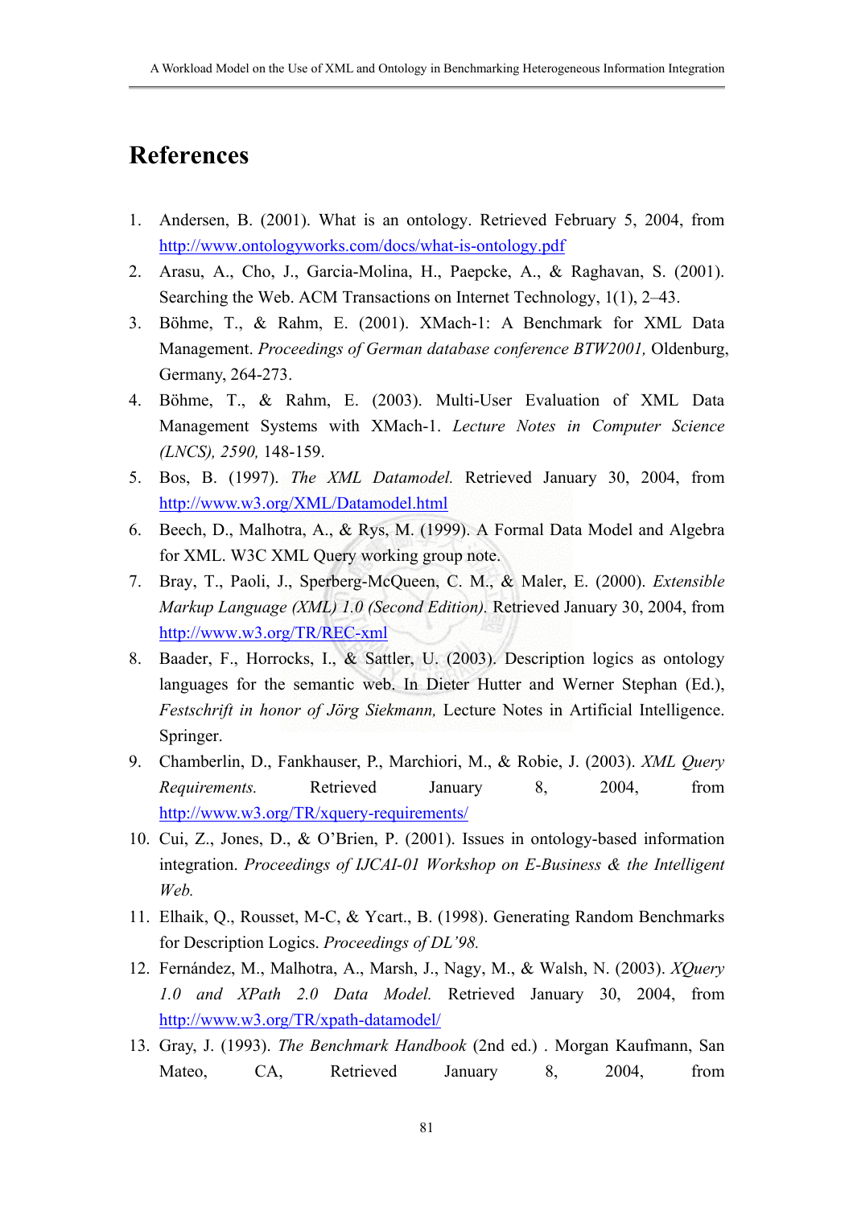# References

1. Andersen, B. (2001). What is an ontology. Retrieved February 5, 2004, from http://www.ontologyworks.com/docs/what-is-ontology.pdf
2. Arasu, A., Cho, J., Garcia-Molina, H., Paepcke, A., & Raghavan, S. (2001). Searching the Web. ACM Transactions on Internet Technology, 1(1), 2–43.
3. Böhme, T., & Rahm, E. (2001). XMach-1: A Benchmark for XML Data Management. *Proceedings of German database conference BTW2001,* Oldenburg, Germany, 264-273.
4. Böhme, T., & Rahm, E. (2003). Multi-User Evaluation of XML Data Management Systems with XMach-1. *Lecture Notes in Computer Science (LNCS), 2590,* 148-159.
5. Bos, B. (1997). *The XML Datamodel.* Retrieved January 30, 2004, from http://www.w3.org/XML/Datamodel.html
6. Beech, D., Malhotra, A., & Rys, M. (1999). A Formal Data Model and Algebra for XML. W3C XML Query working group note.
7. Bray, T., Paoli, J., Sperberg-McQueen, C. M., & Maler, E. (2000). *Extensible Markup Language (XML) 1.0 (Second Edition).* Retrieved January 30, 2004, from http://www.w3.org/TR/REC-xml
8. Baader, F., Horrocks, I., & Sattler, U. (2003). Description logics as ontology languages for the semantic web. In Dieter Hutter and Werner Stephan (Ed.), *Festschrift in honor of Jörg Siekmann,* Lecture Notes in Artificial Intelligence. Springer.
9. Chamberlin, D., Fankhauser, P., Marchiori, M., & Robie, J. (2003). *XML Query Requirements.* Retrieved January 8, 2004, from http://www.w3.org/TR/xquery-requirements/
10. Cui, Z., Jones, D., & O'Brien, P. (2001). Issues in ontology-based information integration. *Proceedings of IJCAI-01 Workshop on E-Business & the Intelligent Web.*
11. Elhaik, Q., Rousset, M-C, & Ycart., B. (1998). Generating Random Benchmarks for Description Logics. *Proceedings of DL'98.*
12. Fernández, M., Malhotra, A., Marsh, J., Nagy, M., & Walsh, N. (2003). *XQuery 1.0 and XPath 2.0 Data Model.* Retrieved January 30, 2004, from http://www.w3.org/TR/xpath-datamodel/
13. Gray, J. (1993). *The Benchmark Handbook* (2nd ed.) . Morgan Kaufmann, San Mateo, CA, Retrieved January 8, 2004, from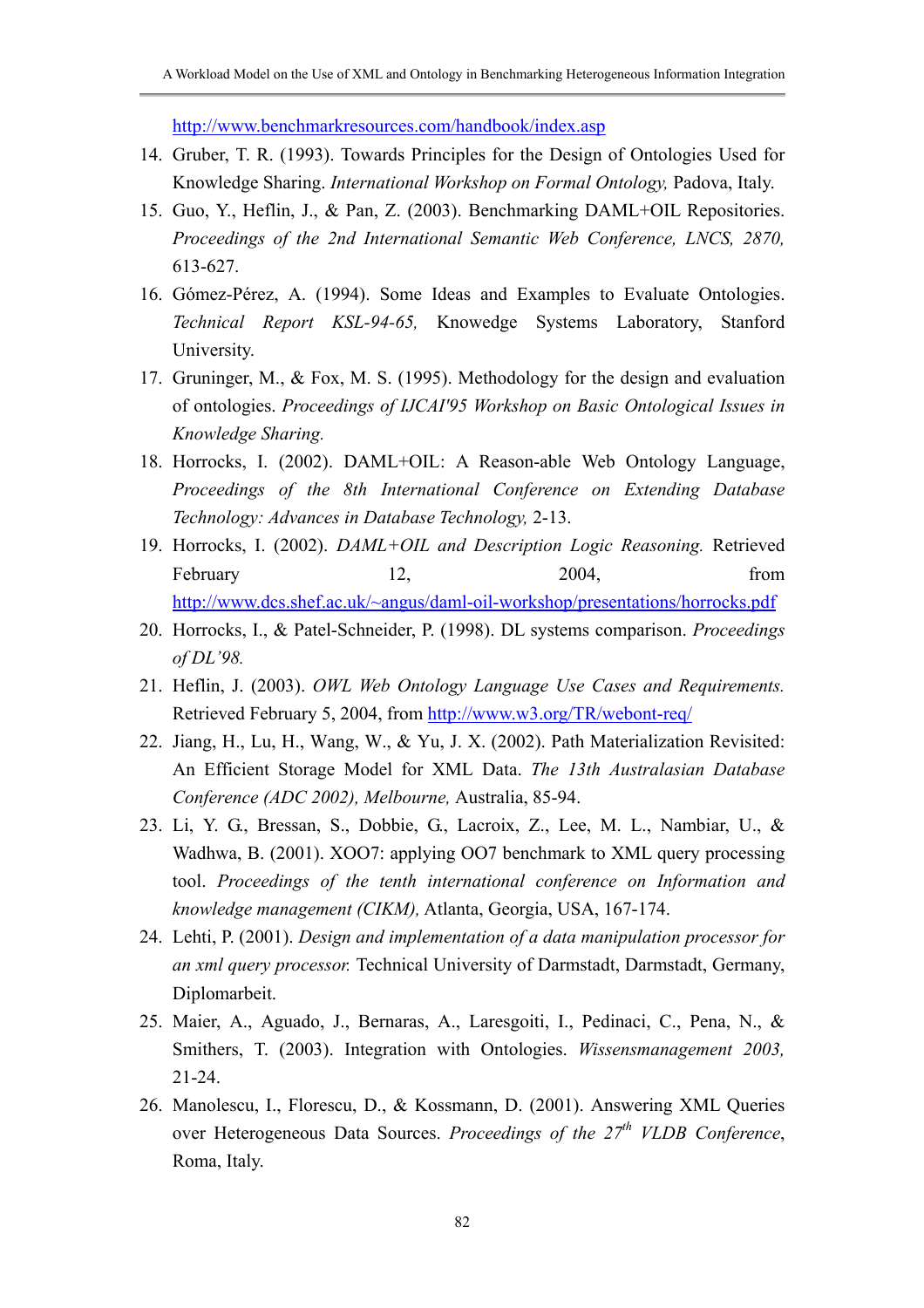http://www.benchmarkresources.com/handbook/index.asp

14. Gruber, T. R. (1993). Towards Principles for the Design of Ontologies Used for Knowledge Sharing. *International Workshop on Formal Ontology,* Padova, Italy.
15. Guo, Y., Heflin, J., & Pan, Z. (2003). Benchmarking DAML+OIL Repositories. *Proceedings of the 2nd International Semantic Web Conference, LNCS, 2870,* 613-627.
16. Gómez-Pérez, A. (1994). Some Ideas and Examples to Evaluate Ontologies. *Technical Report KSL-94-65,* Knowedge Systems Laboratory, Stanford University.
17. Gruninger, M., & Fox, M. S. (1995). Methodology for the design and evaluation of ontologies. *Proceedings of IJCAI'95 Workshop on Basic Ontological Issues in Knowledge Sharing.*
18. Horrocks, I. (2002). DAML+OIL: A Reason-able Web Ontology Language, *Proceedings of the 8th International Conference on Extending Database Technology: Advances in Database Technology,* 2-13.
19. Horrocks, I. (2002). *DAML+OIL and Description Logic Reasoning.* Retrieved February 12, 2004, from http://www.dcs.shef.ac.uk/~angus/daml-oil-workshop/presentations/horrocks.pdf
20. Horrocks, I., & Patel-Schneider, P. (1998). DL systems comparison. *Proceedings of DL'98.*
21. Heflin, J. (2003). *OWL Web Ontology Language Use Cases and Requirements.* Retrieved February 5, 2004, from http://www.w3.org/TR/webont-req/
22. Jiang, H., Lu, H., Wang, W., & Yu, J. X. (2002). Path Materialization Revisited: An Efficient Storage Model for XML Data. *The 13th Australasian Database Conference (ADC 2002), Melbourne,* Australia, 85-94.
23. Li, Y. G., Bressan, S., Dobbie, G., Lacroix, Z., Lee, M. L., Nambiar, U., & Wadhwa, B. (2001). XOO7: applying OO7 benchmark to XML query processing tool. *Proceedings of the tenth international conference on Information and knowledge management (CIKM),* Atlanta, Georgia, USA, 167-174.
24. Lehti, P. (2001). *Design and implementation of a data manipulation processor for an xml query processor.* Technical University of Darmstadt, Darmstadt, Germany, Diplomarbeit.
25. Maier, A., Aguado, J., Bernaras, A., Laresgoiti, I., Pedinaci, C., Pena, N., & Smithers, T. (2003). Integration with Ontologies. *Wissensmanagement 2003,* 21-24.
26. Manolescu, I., Florescu, D., & Kossmann, D. (2001). Answering XML Queries over Heterogeneous Data Sources. *Proceedings of the 27th VLDB Conference*, Roma, Italy.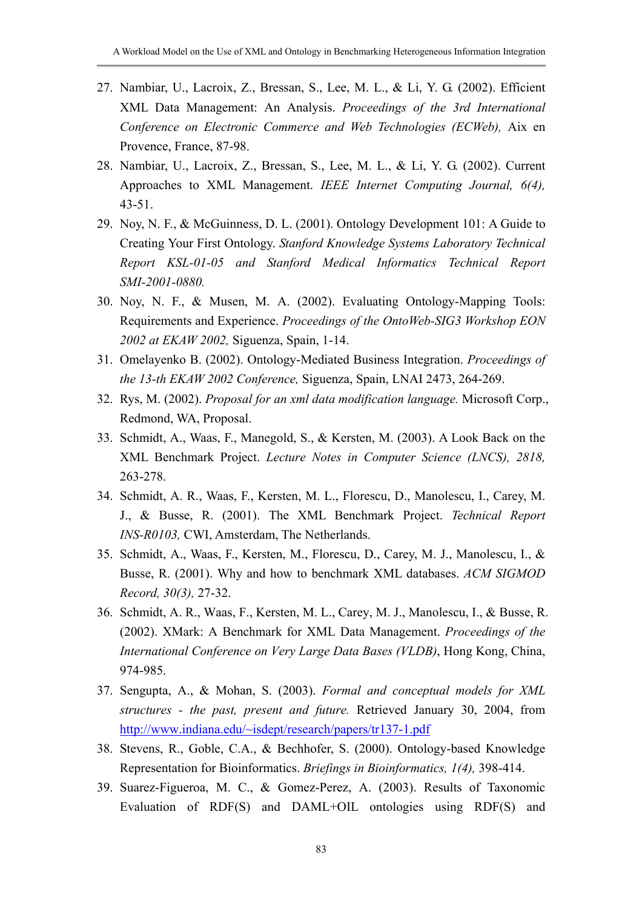27. Nambiar, U., Lacroix, Z., Bressan, S., Lee, M. L., & Li, Y. G. (2002). Efficient XML Data Management: An Analysis. *Proceedings of the 3rd International Conference on Electronic Commerce and Web Technologies (ECWeb),* Aix en Provence, France, 87-98.
28. Nambiar, U., Lacroix, Z., Bressan, S., Lee, M. L., & Li, Y. G. (2002). Current Approaches to XML Management. *IEEE Internet Computing Journal, 6(4),* 43-51.
29. Noy, N. F., & McGuinness, D. L. (2001). Ontology Development 101: A Guide to Creating Your First Ontology. *Stanford Knowledge Systems Laboratory Technical Report KSL-01-05 and Stanford Medical Informatics Technical Report SMI-2001-0880.*
30. Noy, N. F., & Musen, M. A. (2002). Evaluating Ontology-Mapping Tools: Requirements and Experience. *Proceedings of the OntoWeb-SIG3 Workshop EON 2002 at EKAW 2002,* Siguenza, Spain, 1-14.
31. Omelayenko B. (2002). Ontology-Mediated Business Integration. *Proceedings of the 13-th EKAW 2002 Conference,* Siguenza, Spain, LNAI 2473, 264-269.
32. Rys, M. (2002). *Proposal for an xml data modification language.* Microsoft Corp., Redmond, WA, Proposal.
33. Schmidt, A., Waas, F., Manegold, S., & Kersten, M. (2003). A Look Back on the XML Benchmark Project. *Lecture Notes in Computer Science (LNCS), 2818,* 263-278.
34. Schmidt, A. R., Waas, F., Kersten, M. L., Florescu, D., Manolescu, I., Carey, M. J., & Busse, R. (2001). The XML Benchmark Project. *Technical Report INS-R0103,* CWI, Amsterdam, The Netherlands.
35. Schmidt, A., Waas, F., Kersten, M., Florescu, D., Carey, M. J., Manolescu, I., & Busse, R. (2001). Why and how to benchmark XML databases. *ACM SIGMOD Record, 30(3),* 27-32.
36. Schmidt, A. R., Waas, F., Kersten, M. L., Carey, M. J., Manolescu, I., & Busse, R. (2002). XMark: A Benchmark for XML Data Management. *Proceedings of the International Conference on Very Large Data Bases (VLDB)*, Hong Kong, China, 974-985.
37. Sengupta, A., & Mohan, S. (2003). *Formal and conceptual models for XML structures - the past, present and future.* Retrieved January 30, 2004, from http://www.indiana.edu/~isdept/research/papers/tr137-1.pdf
38. Stevens, R., Goble, C.A., & Bechhofer, S. (2000). Ontology-based Knowledge Representation for Bioinformatics. *Briefings in Bioinformatics, 1(4),* 398-414.
39. Suarez-Figueroa, M. C., & Gomez-Perez, A. (2003). Results of Taxonomic Evaluation of RDF(S) and DAML+OIL ontologies using RDF(S) and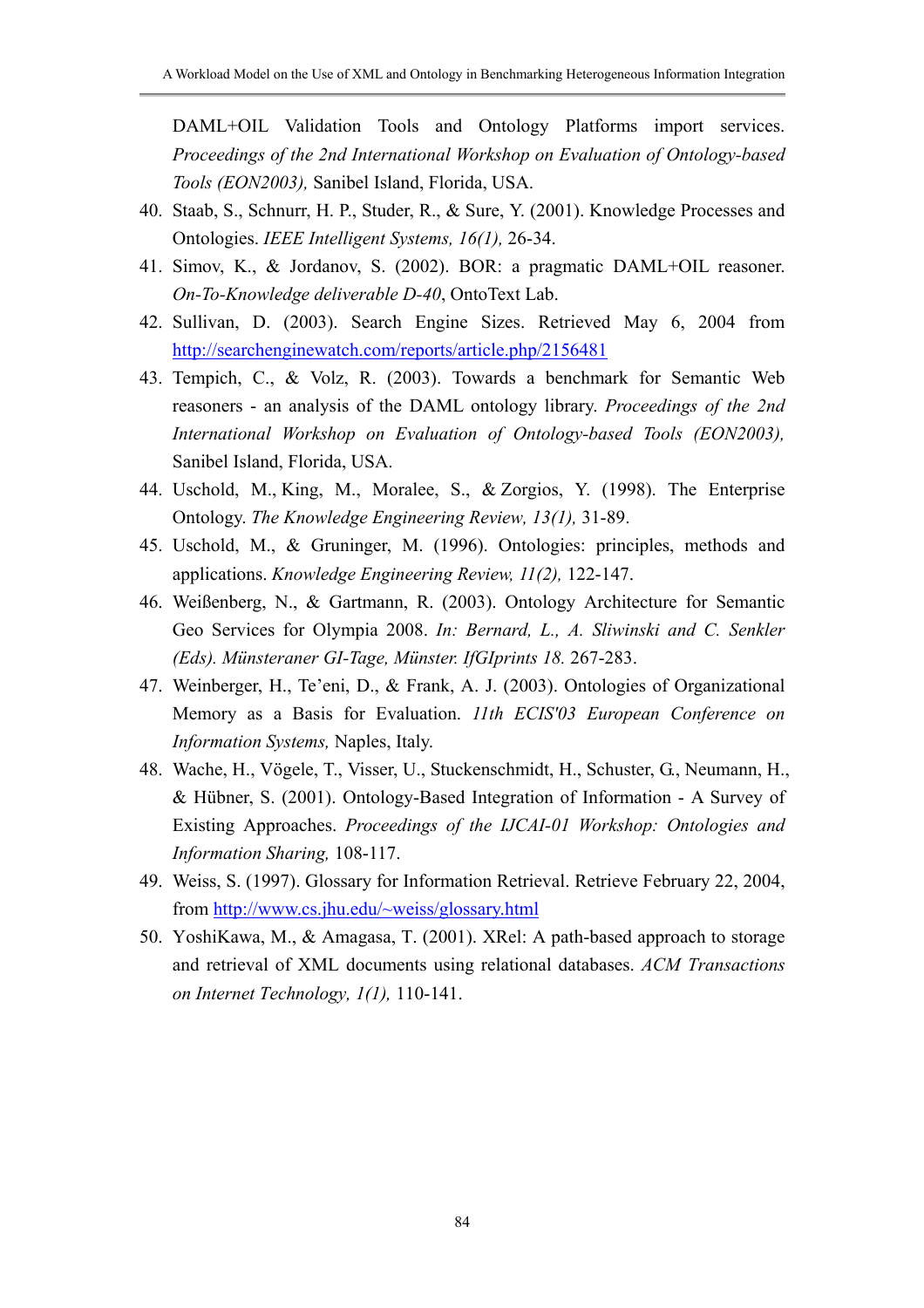DAML+OIL Validation Tools and Ontology Platforms import services. *Proceedings of the 2nd International Workshop on Evaluation of Ontology-based Tools (EON2003),* Sanibel Island, Florida, USA.

40. Staab, S., Schnurr, H. P., Studer, R., & Sure, Y. (2001). Knowledge Processes and Ontologies. *IEEE Intelligent Systems, 16(1),* 26-34.
41. Simov, K., & Jordanov, S. (2002). BOR: a pragmatic DAML+OIL reasoner. *On-To-Knowledge deliverable D-40*, OntoText Lab.
42. Sullivan, D. (2003). Search Engine Sizes. Retrieved May 6, 2004 from [http://searchenginewatch.com/reports/article.php/2156481](http://searchenginewatch.com/reports/article.php/2156481)
43. Tempich, C., & Volz, R. (2003). Towards a benchmark for Semantic Web reasoners - an analysis of the DAML ontology library. *Proceedings of the 2nd International Workshop on Evaluation of Ontology-based Tools (EON2003),* Sanibel Island, Florida, USA.
44. Uschold, M., King, M., Moralee, S., & Zorgios, Y. (1998). The Enterprise Ontology. *The Knowledge Engineering Review, 13(1),* 31-89.
45. Uschold, M., & Gruninger, M. (1996). Ontologies: principles, methods and applications. *Knowledge Engineering Review, 11(2),* 122-147.
46. Weißenberg, N., & Gartmann, R. (2003). Ontology Architecture for Semantic Geo Services for Olympia 2008. *In: Bernard, L., A. Sliwinski and C. Senkler (Eds). Münsteraner GI-Tage, Münster. IfGIprints 18.* 267-283.
47. Weinberger, H., Te'eni, D., & Frank, A. J. (2003). Ontologies of Organizational Memory as a Basis for Evaluation. *11th ECIS'03 European Conference on Information Systems,* Naples, Italy.
48. Wache, H., Vögele, T., Visser, U., Stuckenschmidt, H., Schuster, G., Neumann, H., & Hübner, S. (2001). Ontology-Based Integration of Information - A Survey of Existing Approaches. *Proceedings of the IJCAI-01 Workshop: Ontologies and Information Sharing,* 108-117.
49. Weiss, S. (1997). Glossary for Information Retrieval. Retrieve February 22, 2004, from [http://www.cs.jhu.edu/~weiss/glossary.html](http://www.cs.jhu.edu/~weiss/glossary.html)
50. YoshiKawa, M., & Amagasa, T. (2001). XRel: A path-based approach to storage and retrieval of XML documents using relational databases. *ACM Transactions on Internet Technology, 1(1),* 110-141.